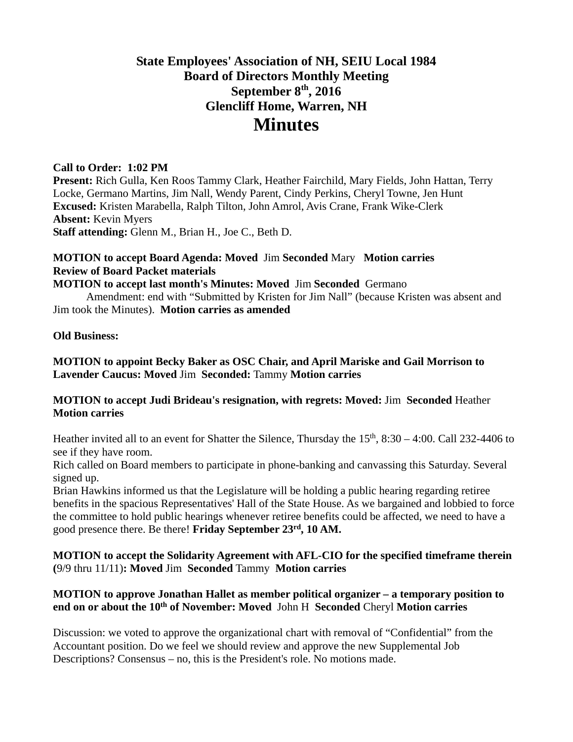# State Employees' Association of NH, SEIU Local 1984
# Board of Directors Monthly Meeting
# September 8th, 2016
# Glencliff Home, Warren, NH
# Minutes

**Call to Order: 1:02 PM**
**Present:** Rich Gulla, Ken Roos Tammy Clark, Heather Fairchild, Mary Fields, John Hattan, Terry Locke, Germano Martins, Jim Nall, Wendy Parent, Cindy Perkins, Cheryl Towne, Jen Hunt
**Excused:** Kristen Marabella, Ralph Tilton, John Amrol, Avis Crane, Frank Wike-Clerk
**Absent:** Kevin Myers
**Staff attending:** Glenn M., Brian H., Joe C., Beth D.

**MOTION to accept Board Agenda: Moved** Jim **Seconded** Mary **Motion carries**
**Review of Board Packet materials**
**MOTION to accept last month's Minutes: Moved** Jim **Seconded** Germano
Amendment: end with "Submitted by Kristen for Jim Nall" (because Kristen was absent and Jim took the Minutes). **Motion carries as amended**

**Old Business:**

**MOTION to appoint Becky Baker as OSC Chair, and April Mariske and Gail Morrison to Lavender Caucus: Moved** Jim **Seconded:** Tammy **Motion carries**

**MOTION to accept Judi Brideau's resignation, with regrets: Moved:** Jim **Seconded** Heather **Motion carries**

Heather invited all to an event for Shatter the Silence, Thursday the 15th, 8:30 – 4:00. Call 232-4406 to see if they have room.
Rich called on Board members to participate in phone-banking and canvassing this Saturday. Several signed up.
Brian Hawkins informed us that the Legislature will be holding a public hearing regarding retiree benefits in the spacious Representatives' Hall of the State House. As we bargained and lobbied to force the committee to hold public hearings whenever retiree benefits could be affected, we need to have a good presence there. Be there! **Friday September 23rd, 10 AM.**

**MOTION to accept the Solidarity Agreement with AFL-CIO for the specified timeframe therein (**9/9 thru 11/11**): Moved** Jim **Seconded** Tammy **Motion carries**

**MOTION to approve Jonathan Hallet as member political organizer – a temporary position to end on or about the 10th of November: Moved** John H **Seconded** Cheryl **Motion carries**

Discussion: we voted to approve the organizational chart with removal of "Confidential" from the Accountant position. Do we feel we should review and approve the new Supplemental Job Descriptions? Consensus – no, this is the President's role. No motions made.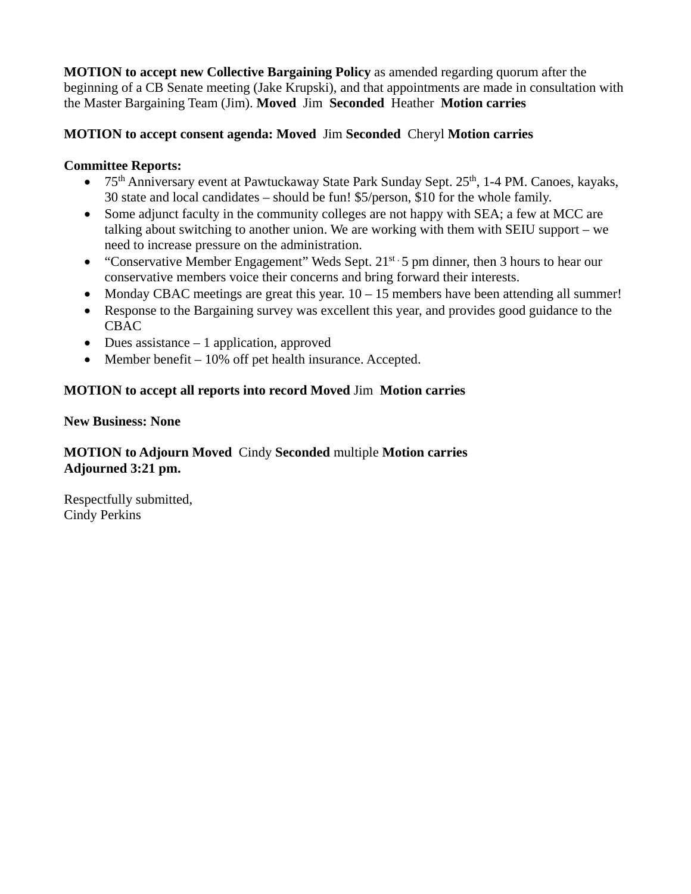**MOTION to accept new Collective Bargaining Policy** as amended regarding quorum after the beginning of a CB Senate meeting (Jake Krupski), and that appointments are made in consultation with the Master Bargaining Team (Jim). **Moved** Jim **Seconded** Heather **Motion carries**

**MOTION to accept consent agenda: Moved** Jim **Seconded** Cheryl **Motion carries**

**Committee Reports:**

- 75th Anniversary event at Pawtuckaway State Park Sunday Sept. 25th, 1-4 PM. Canoes, kayaks, 30 state and local candidates – should be fun! $5/person, $10 for the whole family.
- Some adjunct faculty in the community colleges are not happy with SEA; a few at MCC are talking about switching to another union. We are working with them with SEIU support – we need to increase pressure on the administration.
- "Conservative Member Engagement" Weds Sept. 21st . 5 pm dinner, then 3 hours to hear our conservative members voice their concerns and bring forward their interests.
- Monday CBAC meetings are great this year. 10 – 15 members have been attending all summer!
- Response to the Bargaining survey was excellent this year, and provides good guidance to the CBAC
- Dues assistance – 1 application, approved
- Member benefit – 10% off pet health insurance. Accepted.

**MOTION to accept all reports into record Moved** Jim **Motion carries**

**New Business: None**

**MOTION to Adjourn Moved** Cindy **Seconded** multiple **Motion carries**
**Adjourned 3:21 pm.**

Respectfully submitted,
Cindy Perkins